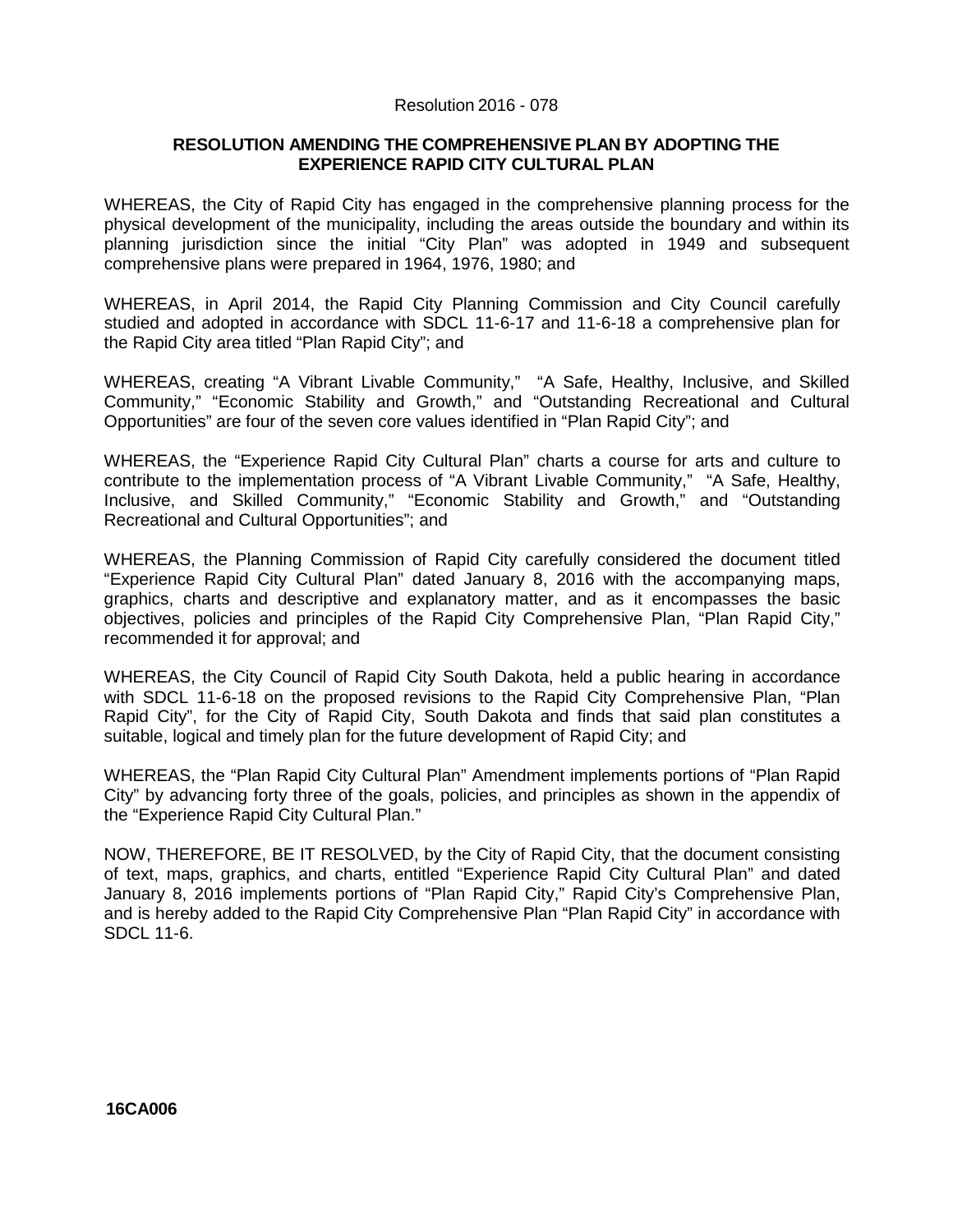Resolution 2016 - 078

**RESOLUTION AMENDING THE COMPREHENSIVE PLAN BY ADOPTING THE EXPERIENCE RAPID CITY CULTURAL PLAN**

WHEREAS, the City of Rapid City has engaged in the comprehensive planning process for the physical development of the municipality, including the areas outside the boundary and within its planning jurisdiction since the initial "City Plan" was adopted in 1949 and subsequent comprehensive plans were prepared in 1964, 1976, 1980; and

WHEREAS, in April 2014, the Rapid City Planning Commission and City Council carefully studied and adopted in accordance with SDCL 11-6-17 and 11-6-18 a comprehensive plan for the Rapid City area titled "Plan Rapid City"; and

WHEREAS, creating "A Vibrant Livable Community," "A Safe, Healthy, Inclusive, and Skilled Community," "Economic Stability and Growth," and "Outstanding Recreational and Cultural Opportunities" are four of the seven core values identified in "Plan Rapid City"; and

WHEREAS, the "Experience Rapid City Cultural Plan" charts a course for arts and culture to contribute to the implementation process of "A Vibrant Livable Community," "A Safe, Healthy, Inclusive, and Skilled Community," "Economic Stability and Growth," and "Outstanding Recreational and Cultural Opportunities"; and

WHEREAS, the Planning Commission of Rapid City carefully considered the document titled "Experience Rapid City Cultural Plan" dated January 8, 2016 with the accompanying maps, graphics, charts and descriptive and explanatory matter, and as it encompasses the basic objectives, policies and principles of the Rapid City Comprehensive Plan, "Plan Rapid City," recommended it for approval; and

WHEREAS, the City Council of Rapid City South Dakota, held a public hearing in accordance with SDCL 11-6-18 on the proposed revisions to the Rapid City Comprehensive Plan, "Plan Rapid City", for the City of Rapid City, South Dakota and finds that said plan constitutes a suitable, logical and timely plan for the future development of Rapid City; and

WHEREAS, the "Plan Rapid City Cultural Plan" Amendment implements portions of "Plan Rapid City" by advancing forty three of the goals, policies, and principles as shown in the appendix of the "Experience Rapid City Cultural Plan."

NOW, THEREFORE, BE IT RESOLVED, by the City of Rapid City, that the document consisting of text, maps, graphics, and charts, entitled "Experience Rapid City Cultural Plan" and dated January 8, 2016 implements portions of "Plan Rapid City," Rapid City's Comprehensive Plan, and is hereby added to the Rapid City Comprehensive Plan "Plan Rapid City" in accordance with SDCL 11-6.

**16CA006**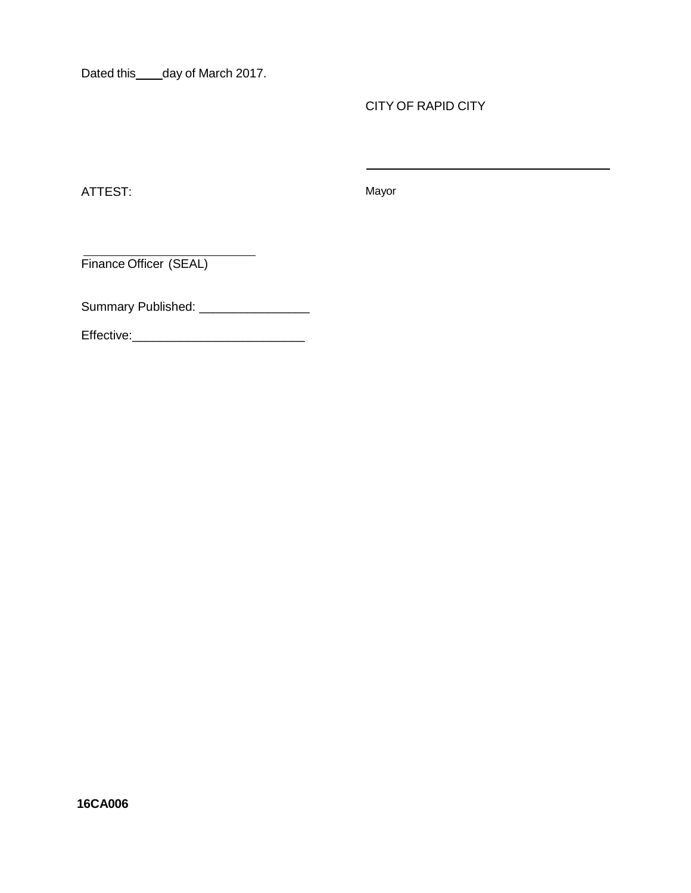Dated this____day of March 2017.

CITY OF RAPID CITY

________________________________

Mayor

ATTEST:

________________________

Finance Officer (SEAL)

Summary Published: ________________

Effective:_________________________

**16CA006**